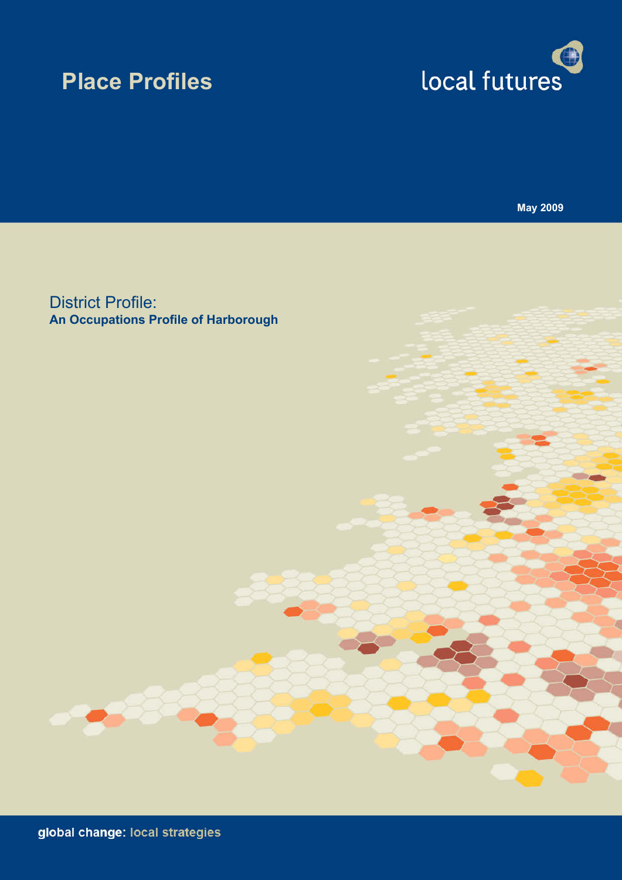# Place Profiles

local futures

May 2009

## District Profile:

**An Occupations Profile of Harborough**

global change: local strategies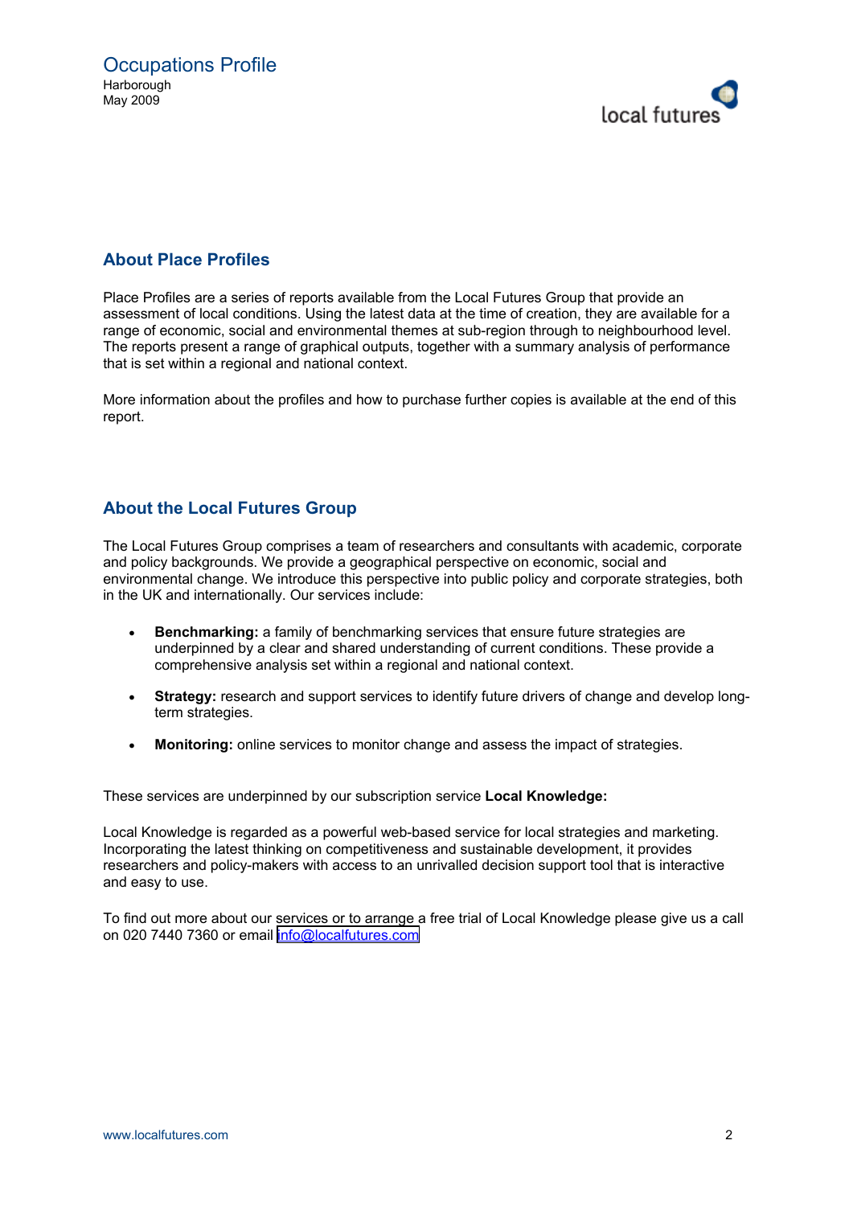## About Place Profiles

Place Profiles are a series of reports available from the Local Futures Group that provide an assessment of local conditions. Using the latest data at the time of creation, they are available for a range of economic, social and environmental themes at sub-region through to neighbourhood level. The reports present a range of graphical outputs, together with a summary analysis of performance that is set within a regional and national context.

More information about the profiles and how to purchase further copies is available at the end of this report.

## About the Local Futures Group

The Local Futures Group comprises a team of researchers and consultants with academic, corporate and policy backgrounds. We provide a geographical perspective on economic, social and environmental change. We introduce this perspective into public policy and corporate strategies, both in the UK and internationally. Our services include:

- **Benchmarking:** a family of benchmarking services that ensure future strategies are underpinned by a clear and shared understanding of current conditions. These provide a comprehensive analysis set within a regional and national context.
- **Strategy:** research and support services to identify future drivers of change and develop long-term strategies.
- **Monitoring:** online services to monitor change and assess the impact of strategies.

These services are underpinned by our subscription service **Local Knowledge:**

Local Knowledge is regarded as a powerful web-based service for local strategies and marketing. Incorporating the latest thinking on competitiveness and sustainable development, it provides researchers and policy-makers with access to an unrivalled decision support tool that is interactive and easy to use.

To find out more about our services or to arrange a free trial of Local Knowledge please give us a call on 020 7440 7360 or email info@localfutures.com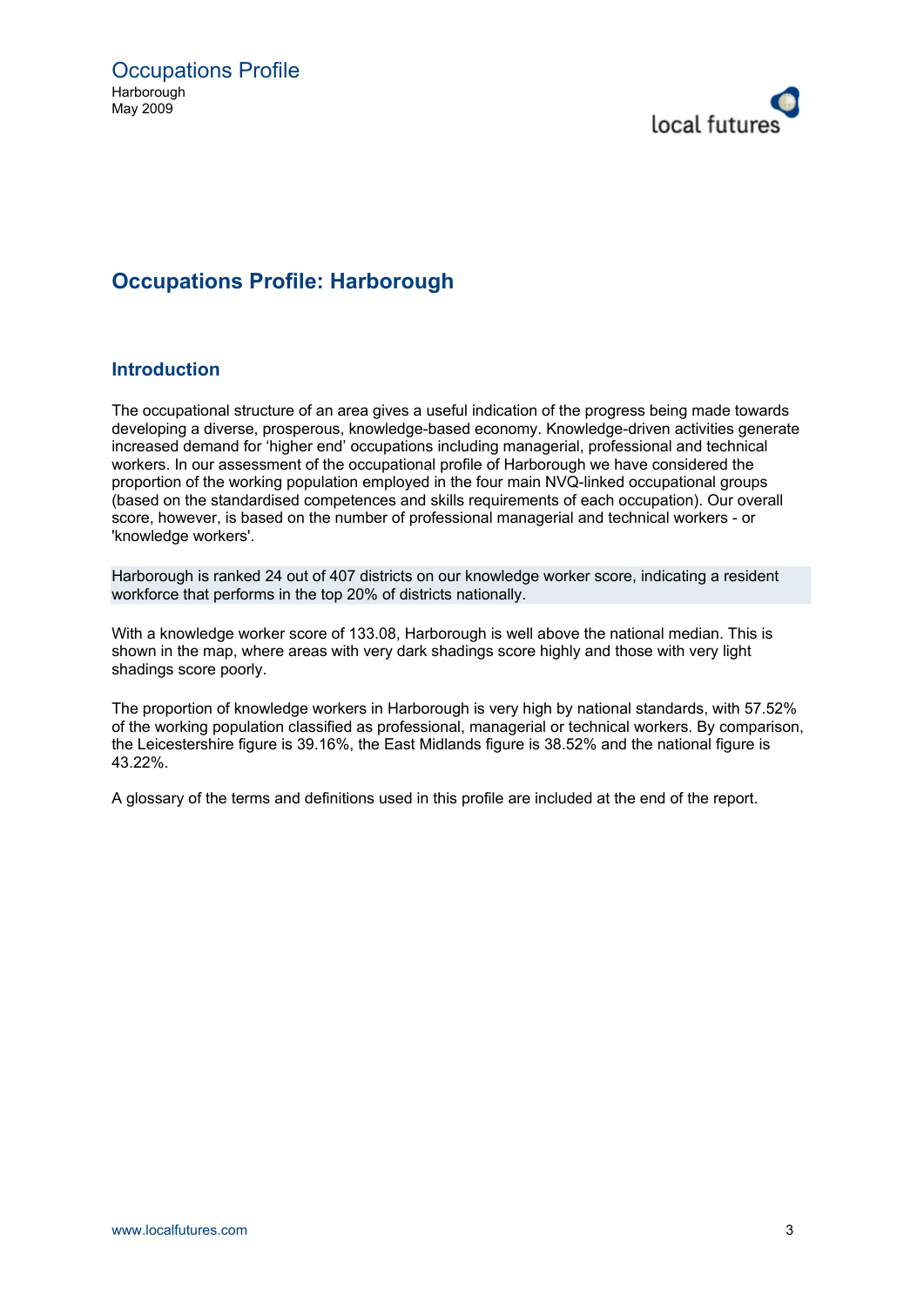# Occupations Profile: Harborough

## Introduction

The occupational structure of an area gives a useful indication of the progress being made towards developing a diverse, prosperous, knowledge-based economy. Knowledge-driven activities generate increased demand for 'higher end' occupations including managerial, professional and technical workers. In our assessment of the occupational profile of Harborough we have considered the proportion of the working population employed in the four main NVQ-linked occupational groups (based on the standardised competences and skills requirements of each occupation). Our overall score, however, is based on the number of professional managerial and technical workers - or 'knowledge workers'.

Harborough is ranked 24 out of 407 districts on our knowledge worker score, indicating a resident workforce that performs in the top 20% of districts nationally.

With a knowledge worker score of 133.08, Harborough is well above the national median. This is shown in the map, where areas with very dark shadings score highly and those with very light shadings score poorly.

The proportion of knowledge workers in Harborough is very high by national standards, with 57.52% of the working population classified as professional, managerial or technical workers. By comparison, the Leicestershire figure is 39.16%, the East Midlands figure is 38.52% and the national figure is 43.22%.

A glossary of the terms and definitions used in this profile are included at the end of the report.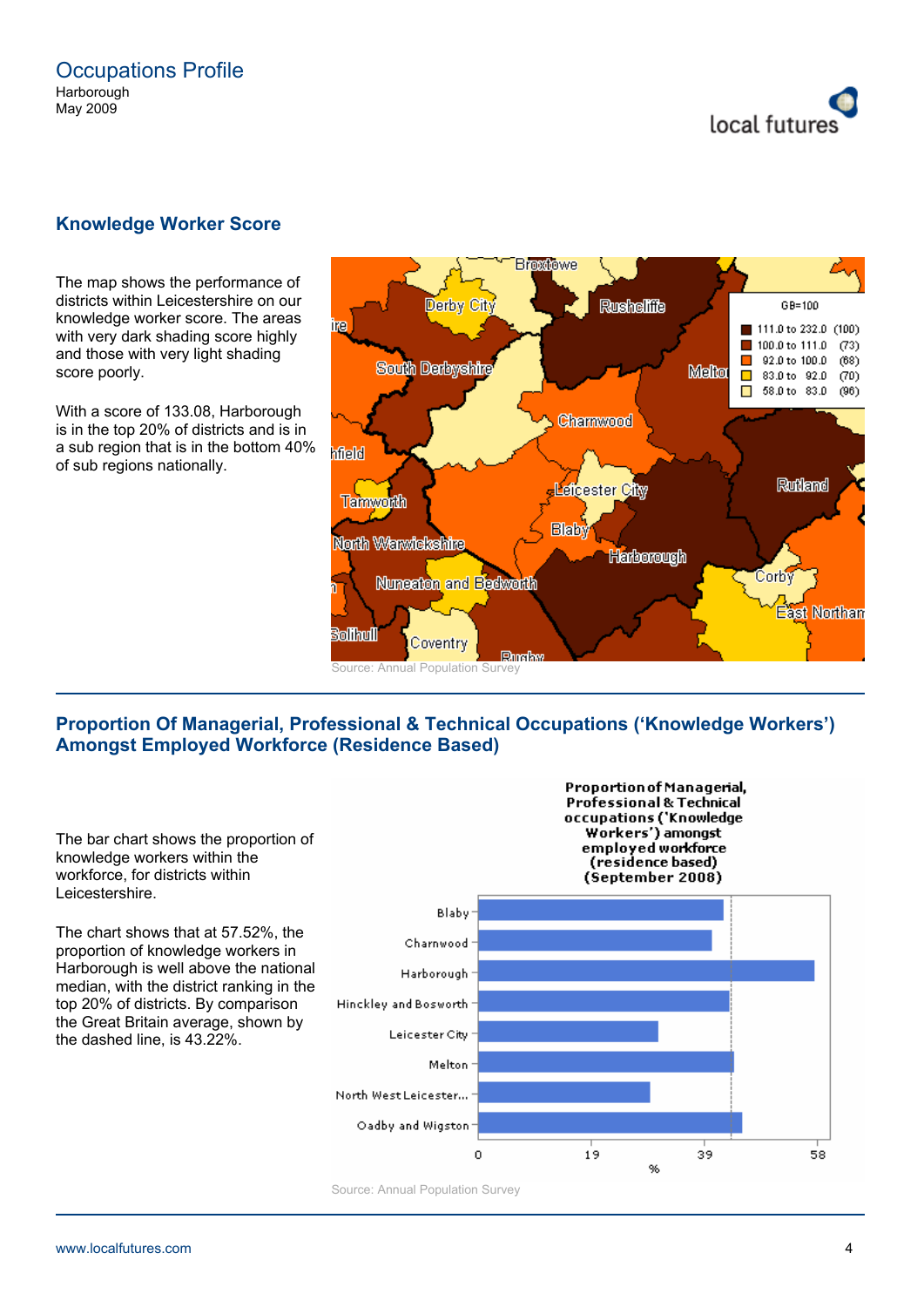## Knowledge Worker Score

The map shows the performance of districts within Leicestershire on our knowledge worker score. The areas with very dark shading score highly and those with very light shading score poorly.

With a score of 133.08, Harborough is in the top 20% of districts and is in a sub region that is in the bottom 40% of sub regions nationally.

Source: Annual Population Survey

## Proportion Of Managerial, Professional & Technical Occupations ('Knowledge Workers') Amongst Employed Workforce (Residence Based)

The bar chart shows the proportion of knowledge workers within the workforce, for districts within Leicestershire.

The chart shows that at 57.52%, the proportion of knowledge workers in Harborough is well above the national median, with the district ranking in the top 20% of districts. By comparison the Great Britain average, shown by the dashed line, is 43.22%.

Source: Annual Population Survey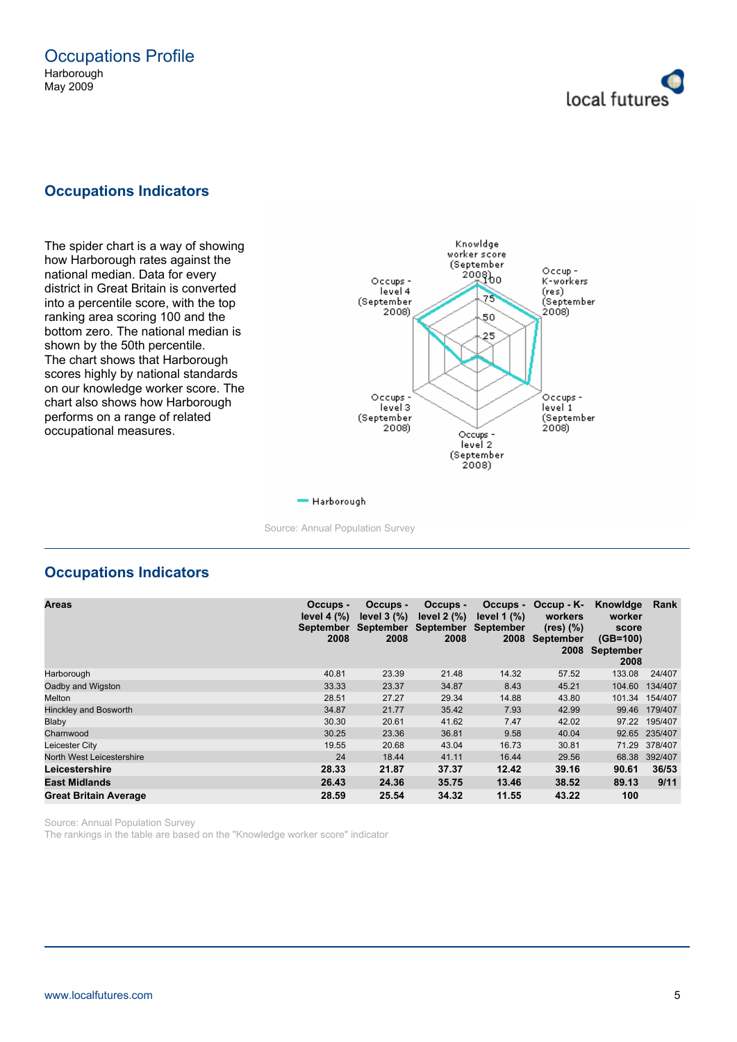# Occupations Profile

Harborough
May 2009

## Occupations Indicators

The spider chart is a way of showing how Harborough rates against the national median. Data for every district in Great Britain is converted into a percentile score, with the top ranking area scoring 100 and the bottom zero. The national median is shown by the 50th percentile.
The chart shows that Harborough scores highly by national standards on our knowledge worker score. The chart also shows how Harborough performs on a range of related occupational measures.

Source: Annual Population Survey

## Occupations Indicators

| Areas | Occups - level 4 (%) September 2008 | Occups - level 3 (%) September 2008 | Occups - level 2 (%) September 2008 | Occups - level 1 (%) September 2008 | Occup - K-workers (res) (%) September 2008 | Knowldge worker score (GB=100) September 2008 | Rank |
|---|---|---|---|---|---|---|---|
| Harborough | 40.81 | 23.39 | 21.48 | 14.32 | 57.52 | 133.08 | 24/407 |
| Oadby and Wigston | 33.33 | 23.37 | 34.87 | 8.43 | 45.21 | 104.60 | 134/407 |
| Melton | 28.51 | 27.27 | 29.34 | 14.88 | 43.80 | 101.34 | 154/407 |
| Hinckley and Bosworth | 34.87 | 21.77 | 35.42 | 7.93 | 42.99 | 99.46 | 179/407 |
| Blaby | 30.30 | 20.61 | 41.62 | 7.47 | 42.02 | 97.22 | 195/407 |
| Charnwood | 30.25 | 23.36 | 36.81 | 9.58 | 40.04 | 92.65 | 235/407 |
| Leicester City | 19.55 | 20.68 | 43.04 | 16.73 | 30.81 | 71.29 | 378/407 |
| North West Leicestershire | 24 | 18.44 | 41.11 | 16.44 | 29.56 | 68.38 | 392/407 |
| **Leicestershire** | **28.33** | **21.87** | **37.37** | **12.42** | **39.16** | **90.61** | **36/53** |
| **East Midlands** | **26.43** | **24.36** | **35.75** | **13.46** | **38.52** | **89.13** | **9/11** |
| **Great Britain Average** | **28.59** | **25.54** | **34.32** | **11.55** | **43.22** | **100** | |

Source: Annual Population Survey
The rankings in the table are based on the "Knowledge worker score" indicator

www.localfutures.com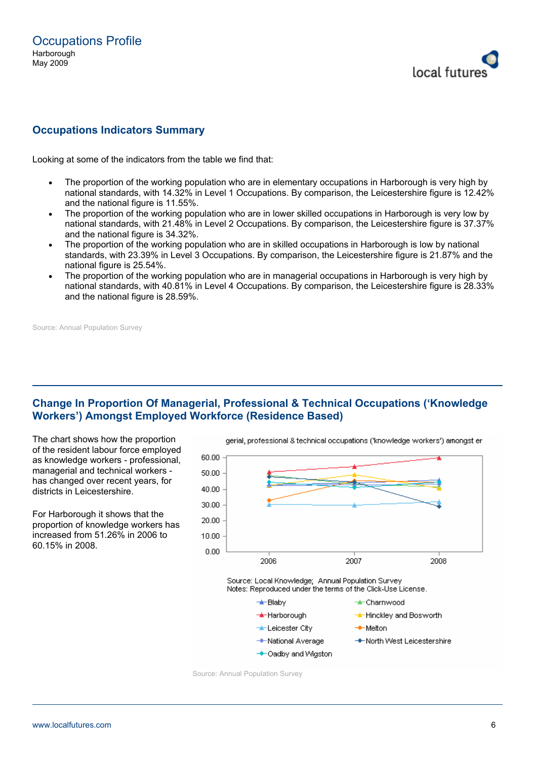## Occupations Indicators Summary

Looking at some of the indicators from the table we find that:

- The proportion of the working population who are in elementary occupations in Harborough is very high by national standards, with 14.32% in Level 1 Occupations. By comparison, the Leicestershire figure is 12.42% and the national figure is 11.55%.
- The proportion of the working population who are in lower skilled occupations in Harborough is very low by national standards, with 21.48% in Level 2 Occupations. By comparison, the Leicestershire figure is 37.37% and the national figure is 34.32%.
- The proportion of the working population who are in skilled occupations in Harborough is low by national standards, with 23.39% in Level 3 Occupations. By comparison, the Leicestershire figure is 21.87% and the national figure is 25.54%.
- The proportion of the working population who are in managerial occupations in Harborough is very high by national standards, with 40.81% in Level 4 Occupations. By comparison, the Leicestershire figure is 28.33% and the national figure is 28.59%.

Source: Annual Population Survey

## Change In Proportion Of Managerial, Professional & Technical Occupations ('Knowledge Workers') Amongst Employed Workforce (Residence Based)

The chart shows how the proportion of the resident labour force employed as knowledge workers - professional, managerial and technical workers - has changed over recent years, for districts in Leicestershire.

For Harborough it shows that the proportion of knowledge workers has increased from 51.26% in 2006 to 60.15% in 2008.

Source: Annual Population Survey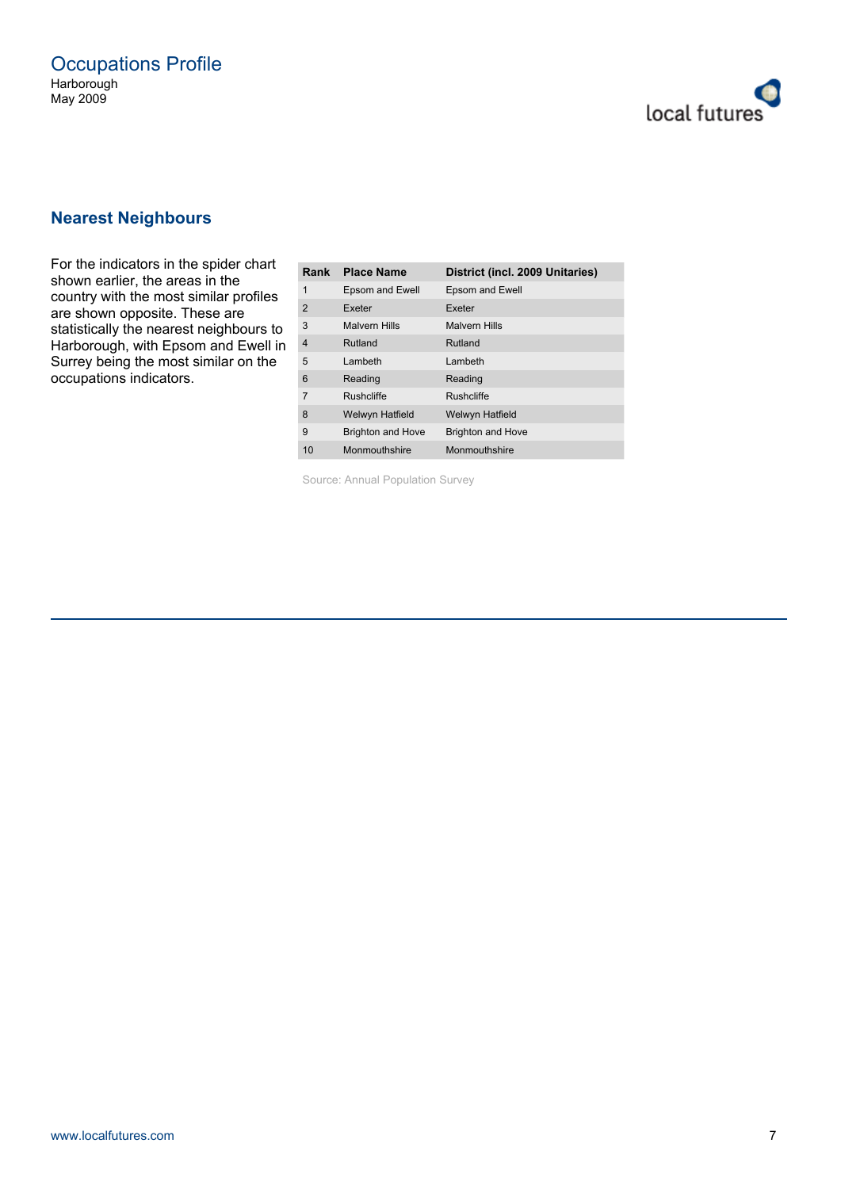## Nearest Neighbours

For the indicators in the spider chart shown earlier, the areas in the country with the most similar profiles are shown opposite. These are statistically the nearest neighbours to Harborough, with Epsom and Ewell in Surrey being the most similar on the occupations indicators.

| Rank | Place Name | District (incl. 2009 Unitaries) |
|---|---|---|
| 1 | Epsom and Ewell | Epsom and Ewell |
| 2 | Exeter | Exeter |
| 3 | Malvern Hills | Malvern Hills |
| 4 | Rutland | Rutland |
| 5 | Lambeth | Lambeth |
| 6 | Reading | Reading |
| 7 | Rushcliffe | Rushcliffe |
| 8 | Welwyn Hatfield | Welwyn Hatfield |
| 9 | Brighton and Hove | Brighton and Hove |
| 10 | Monmouthshire | Monmouthshire |

Source: Annual Population Survey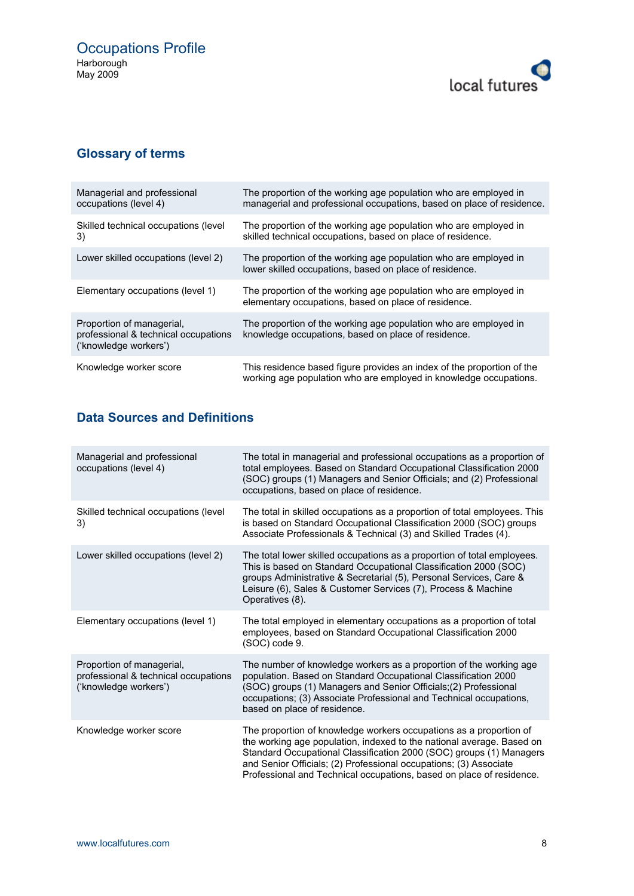## Glossary of terms

| Term | Definition |
| --- | --- |
| Managerial and professional occupations (level 4) | The proportion of the working age population who are employed in managerial and professional occupations, based on place of residence. |
| Skilled technical occupations (level 3) | The proportion of the working age population who are employed in skilled technical occupations, based on place of residence. |
| Lower skilled occupations (level 2) | The proportion of the working age population who are employed in lower skilled occupations, based on place of residence. |
| Elementary occupations (level 1) | The proportion of the working age population who are employed in elementary occupations, based on place of residence. |
| Proportion of managerial, professional & technical occupations ('knowledge workers') | The proportion of the working age population who are employed in knowledge occupations, based on place of residence. |
| Knowledge worker score | This residence based figure provides an index of the proportion of the working age population who are employed in knowledge occupations. |

## Data Sources and Definitions

| Term | Definition |
| --- | --- |
| Managerial and professional occupations (level 4) | The total in managerial and professional occupations as a proportion of total employees. Based on Standard Occupational Classification 2000 (SOC) groups (1) Managers and Senior Officials; and (2) Professional occupations, based on place of residence. |
| Skilled technical occupations (level 3) | The total in skilled occupations as a proportion of total employees. This is based on Standard Occupational Classification 2000 (SOC) groups Associate Professionals & Technical (3) and Skilled Trades (4). |
| Lower skilled occupations (level 2) | The total lower skilled occupations as a proportion of total employees. This is based on Standard Occupational Classification 2000 (SOC) groups Administrative & Secretarial (5), Personal Services, Care & Leisure (6), Sales & Customer Services (7), Process & Machine Operatives (8). |
| Elementary occupations (level 1) | The total employed in elementary occupations as a proportion of total employees, based on Standard Occupational Classification 2000 (SOC) code 9. |
| Proportion of managerial, professional & technical occupations ('knowledge workers') | The number of knowledge workers as a proportion of the working age population. Based on Standard Occupational Classification 2000 (SOC) groups (1) Managers and Senior Officials;(2) Professional occupations; (3) Associate Professional and Technical occupations, based on place of residence. |
| Knowledge worker score | The proportion of knowledge workers occupations as a proportion of the working age population, indexed to the national average. Based on Standard Occupational Classification 2000 (SOC) groups (1) Managers and Senior Officials; (2) Professional occupations; (3) Associate Professional and Technical occupations, based on place of residence. |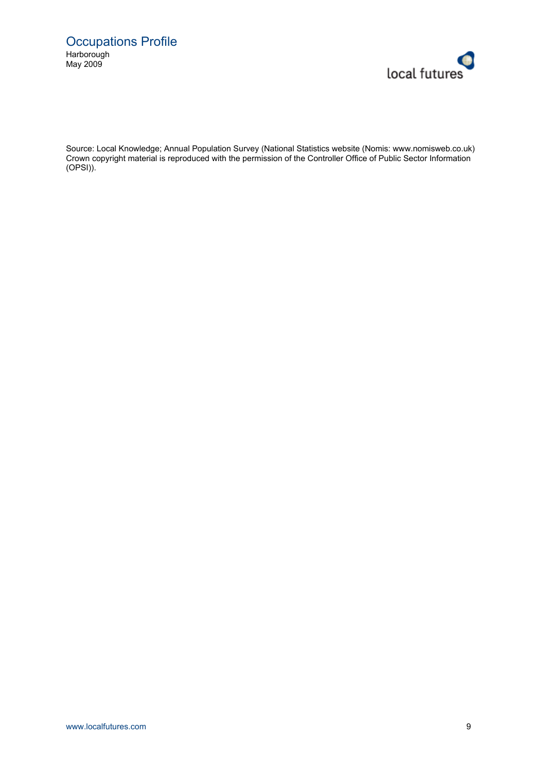Source: Local Knowledge; Annual Population Survey (National Statistics website (Nomis: www.nomisweb.co.uk) Crown copyright material is reproduced with the permission of the Controller Office of Public Sector Information (OPSI)).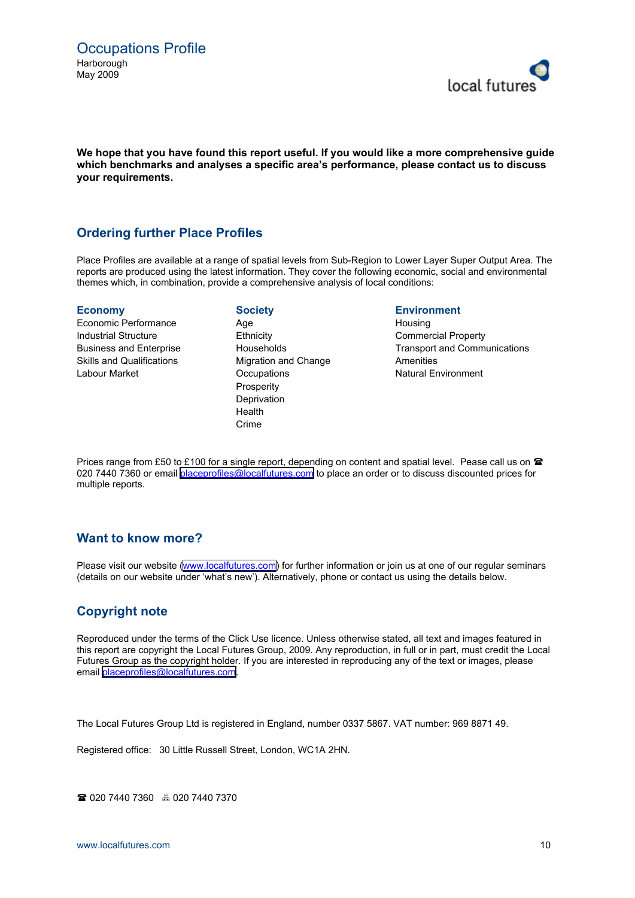# Occupations Profile

Harborough
May 2009

**We hope that you have found this report useful. If you would like a more comprehensive guide which benchmarks and analyses a specific area's performance, please contact us to discuss your requirements.**

## Ordering further Place Profiles

Place Profiles are available at a range of spatial levels from Sub-Region to Lower Layer Super Output Area. The reports are produced using the latest information. They cover the following economic, social and environmental themes which, in combination, provide a comprehensive analysis of local conditions:

### Economy

Economic Performance
Industrial Structure
Business and Enterprise
Skills and Qualifications
Labour Market

### Society

Age
Ethnicity
Households
Migration and Change
Occupations
Prosperity
Deprivation
Health
Crime

### Environment

Housing
Commercial Property
Transport and Communications
Amenities
Natural Environment

Prices range from £50 to £100 for a single report, depending on content and spatial level. Pease call us on ☎ 020 7440 7360 or email placeprofiles@localfutures.com to place an order or to discuss discounted prices for multiple reports.

## Want to know more?

Please visit our website (www.localfutures.com) for further information or join us at one of our regular seminars (details on our website under 'what's new'). Alternatively, phone or contact us using the details below.

## Copyright note

Reproduced under the terms of the Click Use licence. Unless otherwise stated, all text and images featured in this report are copyright the Local Futures Group, 2009. Any reproduction, in full or in part, must credit the Local Futures Group as the copyright holder. If you are interested in reproducing any of the text or images, please email placeprofiles@localfutures.com.

The Local Futures Group Ltd is registered in England, number 0337 5867. VAT number: 969 8871 49.

Registered office: 30 Little Russell Street, London, WC1A 2HN.

☎ 020 7440 7360 🖷 020 7440 7370

www.localfutures.com